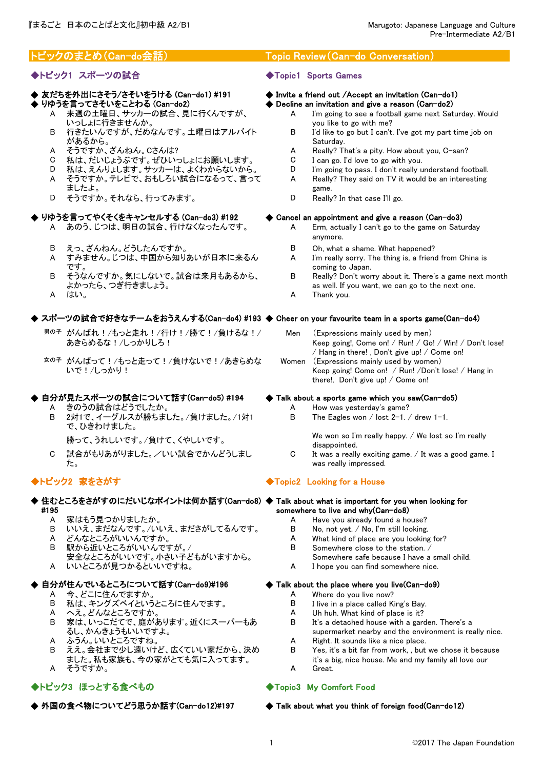## トピックのまとめ（Can-do会話） / Topic Review（Can-do Conversation）

### ◆トピック1　スポーツの試合

**◆ 友だちを外出にさそう/さそいをうける (Can-do1) #191**
**◆ りゆうを言ってさそいをことわる (Can-do2)**

A　来週の土曜日、サッカーの試合、見に行くんですが、いっしょに行きませんか。
B　行きたいんですが、だめなんです。土曜日はアルバイトがあるから。
A　そうですか、ざんねん。Cさんは?
C　私は、だいじょうぶです。ぜひいっしょにお願いします。
D　私は、えんりょします。サッカーは、よくわからないから。
A　そうですか。テレビで、おもしろい試合になるって、言ってましたよ。
D　そうですか。それなら、行ってみます。

**◆ りゆうを言ってやくそくをキャンセルする (Can-do3) #192**

A　あのう、じつは、明日の試合、行けなくなったんです。
B　えっ、ざんねん。どうしたんですか。
A　すみません。じつは、中国から知りあいが日本に来るんです。
B　そうなんですか。気にしないで。試合は来月もあるから、よかったら、つぎ行きましょう。
A　はい。

**◆ スポーツの試合で好きなチームをおうえんする(Can-do4) #193**

男の子　がんばれ！/もっと走れ！/行け！/勝て！/負けるな！/あきらめるな！/しっかりしろ！

女の子　がんばって！/もっと走って！/負けないで！/あきらめないで！/しっかり！

**◆ 自分が見たスポーツの試合について話す(Can-do5) #194**

A　きのうの試合はどうでしたか。
B　2対1で、イーグルスが勝ちました。/負けました。/1対1で、ひきわけました。
　　勝って、うれしいです。/負けて、くやしいです。
C　試合がもりあがりました。／いい試合でかんどうしました。

### ◆トピック2　家をさがす

**◆ 住むところをさがすのにだいじなポイントは何か話す(Can-do8) #195**

A　家はもう見つかりましたか。
B　いいえ、まだなんです。/いいえ、まださがしてるんです。
A　どんなところがいいんですか。
B　駅から近いところがいいんですが。/
　　安全なところがいいです。小さい子どもがいますから。
A　いいところが見つかるといいですね。

**◆ 自分が住んでいるところについて話す(Can-do9)#196**

A　今、どこに住んでますか。
B　私は、キングズベイというところに住んでます。
A　へえ。どんなところですか。
B　家は、いっこだてで、庭があります。近くにスーパーもあるし、かんきょうもいいですよ。
A　ふうん。いいところですね。
B　ええ。会社まで少し遠いけど、広くていい家だから、決めました。私も家族も、今の家がとても気に入ってます。
A　そうですか。

### ◆トピック3　ほっとする食べもの

**◆ 外国の食べ物についてどう思うか話す(Can-do12)#197**

---

### ◆Topic1　Sports Games

**◆ Invite a friend out /Accept an invitation (Can-do1)**
**◆ Decline an invitation and give a reason (Can-do2)**

A　I'm going to see a football game next Saturday. Would you like to go with me?
B　I'd like to go but I can't. I've got my part time job on Saturday.
A　Really? That's a pity. How about you, C-san?
C　I can go. I'd love to go with you.
D　I'm going to pass. I don't really understand football.
A　Really? They said on TV it would be an interesting game.
D　Really? In that case I'll go.

**◆ Cancel an appointment and give a reason (Can-do3)**

A　Erm, actually I can't go to the game on Saturday anymore.
B　Oh, what a shame. What happened?
A　I'm really sorry. The thing is, a friend from China is coming to Japan.
B　Really? Don't worry about it. There's a game next month as well. If you want, we can go to the next one.
A　Thank you.

**◆ Cheer on your favourite team in a sports game(Can-do4)**

Men　(Expressions mainly used by men)
Keep going!, Come on! / Run! / Go! / Win! / Don't lose! / Hang in there! , Don't give up! / Come on!

Women　(Expressions mainly used by women)
Keep going! Come on!　/ Run! /Don't lose! / Hang in there!,　Don't give up! / Come on!

**◆ Talk about a sports game which you saw(Can-do5)**

A　How was yesterday's game?
B　The Eagles won / lost 2-1. / drew 1-1.
　　We won so I'm really happy. / We lost so I'm really disappointed.
C　It was a really exciting game. / It was a good game. I was really impressed.

### ◆Topic2　Looking for a House

**◆ Talk about what is important for you when looking for somewhere to live and why(Can-do8)**

A　Have you already found a house?
B　No, not yet. / No, I'm still looking.
A　What kind of place are you looking for?
B　Somewhere close to the station. /
　　Somewhere safe because I have a small child.
A　I hope you can find somewhere nice.

**◆ Talk about the place where you live(Can-do9)**

A　Where do you live now?
B　I live in a place called King's Bay.
A　Uh huh. What kind of place is it?
B　It's a detached house with a garden. There's a supermarket nearby and the environment is really nice.
A　Right. It sounds like a nice place.
B　Yes, it's a bit far from work, , but we chose it because it's a big, nice house. Me and my family all love our
A　Great.

### ◆Topic3　My Comfort Food

**◆ Talk about what you think of foreign food(Can-do12)**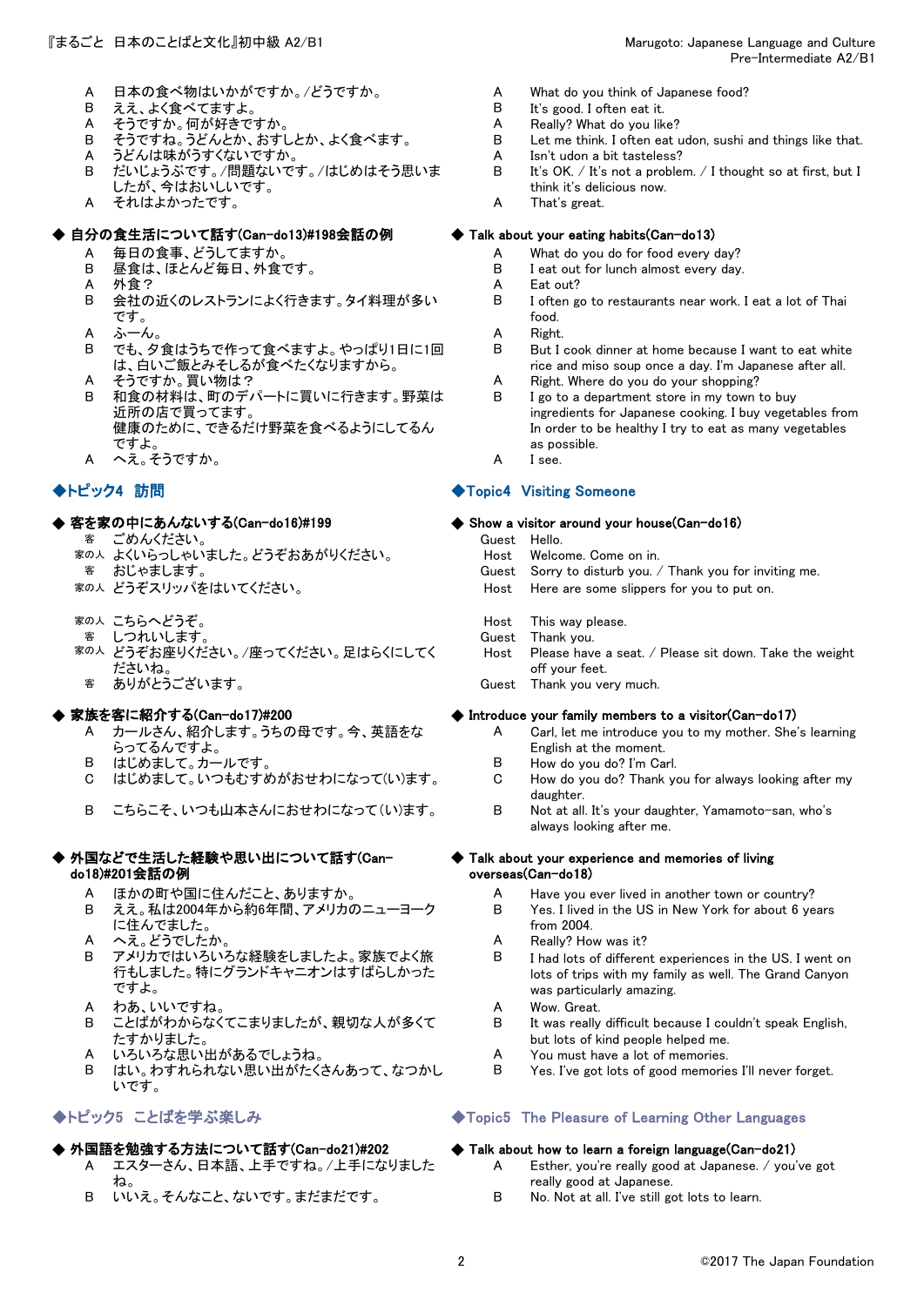A　日本の食べ物はいかがですか。/どうですか。
B　ええ、よく食べてますよ。
A　そうですか。何が好きですか。
B　そうですね。うどんとか、おすしとか、よく食べます。
A　うどんは味がうすくないですか。
B　だいじょうぶです。/問題ないです。/はじめはそう思いましたが、今はおいしいです。
A　それはよかったです。

A　What do you think of Japanese food?
B　It's good. I often eat it.
A　Really? What do you like?
B　Let me think. I often eat udon, sushi and things like that.
A　Isn't udon a bit tasteless?
B　It's OK. / It's not a problem. / I thought so at first, but I think it's delicious now.
A　That's great.

### ◆ 自分の食生活について話す(Can-do13)#198会話の例

A　毎日の食事、どうしてますか。
B　昼食は、ほとんど毎日、外食です。
A　外食？
B　会社の近くのレストランによく行きます。タイ料理が多いです。
A　ふーん。
B　でも、夕食はうちで作って食べますよ。やっぱり1日に1回は、白いご飯とみそしるが食べたくなりますから。
A　そうですか。買い物は？
B　和食の材料は、町のデパートに買いに行きます。野菜は近所の店で買ってます。
　　健康のために、できるだけ野菜を食べるようにしてるんですよ。
A　へえ。そうですか。

### ◆ Talk about your eating habits(Can-do13)

A　What do you do for food every day?
B　I eat out for lunch almost every day.
A　Eat out?
B　I often go to restaurants near work. I eat a lot of Thai food.
A　Right.
B　But I cook dinner at home because I want to eat white rice and miso soup once a day. I'm Japanese after all.
A　Right. Where do you do your shopping?
B　I go to a department store in my town to buy ingredients for Japanese cooking. I buy vegetables from
　　In order to be healthy I try to eat as many vegetables as possible.
A　I see.

## ◆トピック4　訪問

## ◆Topic4　Visiting Someone

### ◆ 客を家の中にあんないする(Can-do16)#199

客　ごめんください。
家の人　よくいらっしゃいました。どうぞおあがりください。
客　おじゃまします。
家の人　どうぞスリッパをはいてください。

家の人　こちらへどうぞ。
客　しつれいします。
家の人　どうぞお座りください。/座ってください。足はらくにしてくださいね。
客　ありがとうございます。

### ◆ Show a visitor around your house(Can-do16)

Guest　Hello.
Host　Welcome. Come on in.
Guest　Sorry to disturb you. / Thank you for inviting me.
Host　Here are some slippers for you to put on.

Host　This way please.
Guest　Thank you.
Host　Please have a seat. / Please sit down. Take the weight off your feet.
Guest　Thank you very much.

### ◆ 家族を客に紹介する(Can-do17)#200

A　カールさん、紹介します。うちの母です。今、英語をならってるんですよ。
B　はじめまして。カールです。
C　はじめまして。いつもむすめがおせわになって(い)ます。

B　こちらこそ、いつも山本さんにおせわになって(い)ます。

### ◆ Introduce your family members to a visitor(Can-do17)

A　Carl, let me introduce you to my mother. She's learning English at the moment.
B　How do you do? I'm Carl.
C　How do you do? Thank you for always looking after my daughter.
B　Not at all. It's your daughter, Yamamoto-san, who's always looking after me.

### ◆ 外国などで生活した経験や思い出について話す(Can-do18)#201会話の例

A　ほかの町や国に住んだこと、ありますか。
B　ええ。私は2004年から約6年間、アメリカのニューヨークに住んでました。
A　へえ。どうでしたか。
B　アメリカではいろいろな経験をしましたよ。家族でよく旅行しました。特にグランドキャニオンはすばらしかったですよ。
A　わあ、いいですね。
B　ことばがわからなくてこまりましたが、親切な人が多くてたすかりました。
A　いろいろな思い出があるでしょうね。
B　はい。わすれられない思い出がたくさんあって、なつかしいです。

### ◆ Talk about your experience and memories of living overseas(Can-do18)

A　Have you ever lived in another town or country?
B　Yes. I lived in the US in New York for about 6 years from 2004.
A　Really? How was it?
B　I had lots of different experiences in the US. I went on lots of trips with my family as well. The Grand Canyon was particularly amazing.
A　Wow. Great.
B　It was really difficult because I couldn't speak English, but lots of kind people helped me.
A　You must have a lot of memories.
B　Yes. I've got lots of good memories I'll never forget.

## ◆トピック5　ことばを学ぶ楽しみ

## ◆Topic5　The Pleasure of Learning Other Languages

### ◆ 外国語を勉強する方法について話す(Can-do21)#202

A　エスターさん、日本語、上手ですね。/上手になりましたね。
B　いいえ。そんなこと、ないです。まだまだです。

### ◆ Talk about how to learn a foreign language(Can-do21)

A　Esther, you're really good at Japanese. / you've got really good at Japanese.
B　No. Not at all. I've still got lots to learn.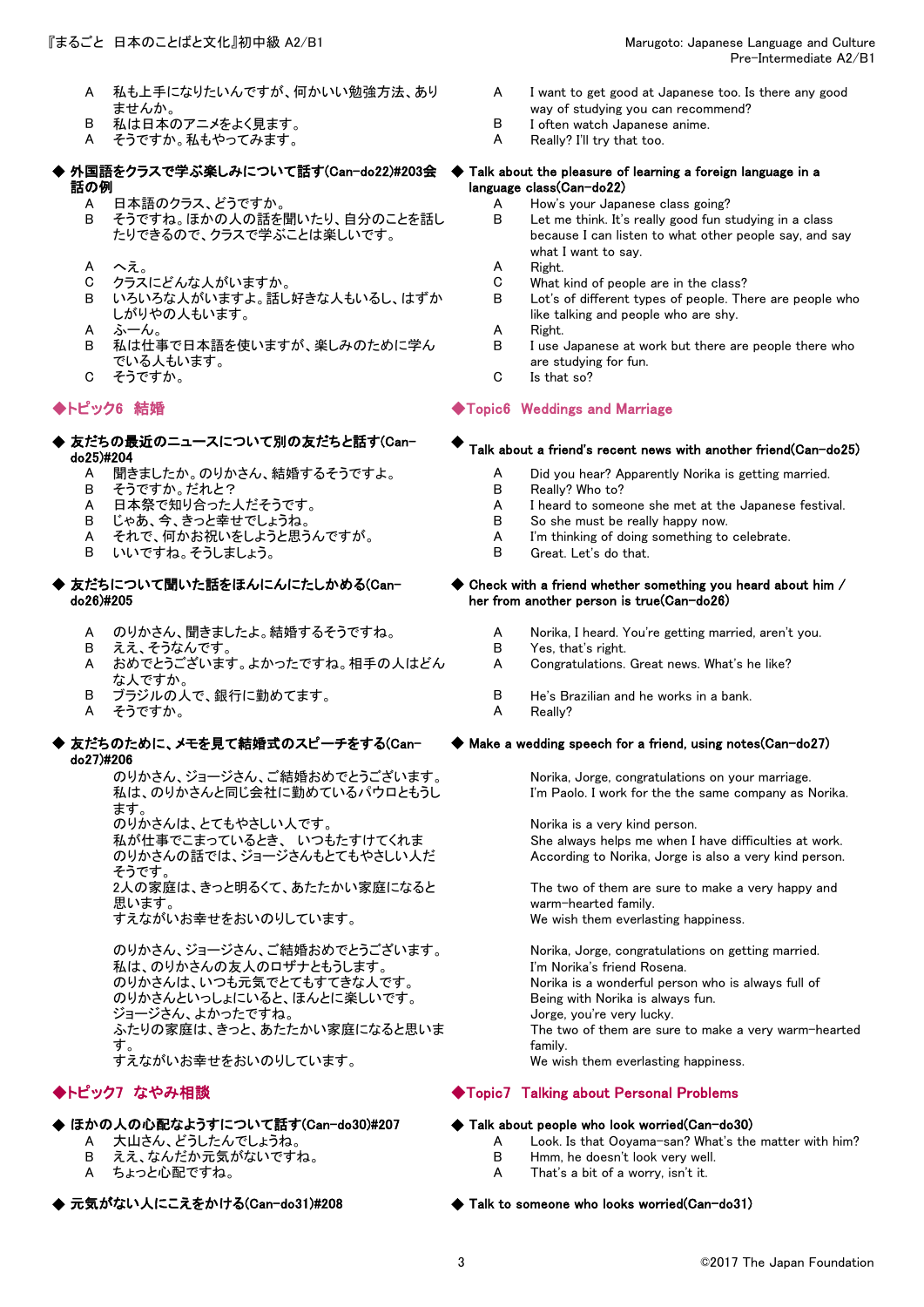A　私も上手になりたいんですが、何かいい勉強方法、ありませんか。
B　私は日本のアニメをよく見ます。
A　そうですか。私もやってみます。

A　I want to get good at Japanese too. Is there any good way of studying you can recommend?
B　I often watch Japanese anime.
A　Really? I'll try that too.

### ◆ 外国語をクラスで学ぶ楽しみについて話す(Can-do22)#203会話の例

A　日本語のクラス、どうですか。
B　そうですね。ほかの人の話を聞いたり、自分のことを話したりできるので、クラスで学ぶことは楽しいです。

A　へえ。
C　クラスにどんな人がいますか。
B　いろいろな人がいますよ。話し好きな人もいるし、はずかしがりやの人もいます。
A　ふーん。
B　私は仕事で日本語を使いますが、楽しみのために学んでいる人もいます。
C　そうですか。

### ◆ Talk about the pleasure of learning a foreign language in a language class(Can-do22)

A　How's your Japanese class going?
B　Let me think. It's really good fun studying in a class because I can listen to what other people say, and say what I want to say.
A　Right.
C　What kind of people are in the class?
B　Lot's of different types of people. There are people who like talking and people who are shy.
A　Right.
B　I use Japanese at work but there are people there who are studying for fun.
C　Is that so?

## ◆トピック6　結婚

## ◆Topic6　Weddings and Marriage

### ◆ 友だちの最近のニュースについて別の友だちと話す(Can-do25)#204

A　聞きましたか。のりかさん、結婚するそうですよ。
B　そうですか。だれと？
A　日本祭で知り合った人だそうです。
B　じゃあ、今、きっと幸せでしょうね。
A　それで、何かお祝いをしようと思うんですが。
B　いいですね。そうしましょう。

### ◆ Talk about a friend's recent news with another friend(Can-do25)

A　Did you hear? Apparently Norika is getting married.
B　Really? Who to?
A　I heard to someone she met at the Japanese festival.
B　So she must be really happy now.
A　I'm thinking of doing something to celebrate.
B　Great. Let's do that.

### ◆ 友だちについて聞いた話をほんにんにたしかめる(Can-do26)#205

A　のりかさん、聞きましたよ。結婚するそうですね。
B　ええ、そうなんです。
A　おめでとうございます。よかったですね。相手の人はどんな人ですか。
B　ブラジルの人で、銀行に勤めてます。
A　そうですか。

### ◆ Check with a friend whether something you heard about him / her from another person is true(Can-do26)

A　Norika, I heard. You're getting married, aren't you.
B　Yes, that's right.
A　Congratulations. Great news. What's he like?
B　He's Brazilian and he works in a bank.
A　Really?

### ◆ 友だちのために、メモを見て結婚式のスピーチをする(Can-do27)#206

のりかさん、ジョージさん、ご結婚おめでとうございます。
私は、のりかさんと同じ会社に勤めているパウロともうします。
のりかさんは、とてもやさしい人です。
私が仕事でこまっているとき、いつもたすけてくれま
のりかさんの話では、ジョージさんもとてもやさしい人だそうです。
2人の家庭は、きっと明るくて、あたたかい家庭になると思います。
すえながいお幸せをおいのりしています。

のりかさん、ジョージさん、ご結婚おめでとうございます。
私は、のりかさんの友人のロザナともうします。
のりかさんは、いつも元気でとてもすてきな人です。
のりかさんといっしょにいると、ほんとに楽しいです。
ジョージさん、よかったですね。
ふたりの家庭は、きっと、あたたかい家庭になると思います。
すえながいお幸せをおいのりしています。

### ◆ Make a wedding speech for a friend, using notes(Can-do27)

Norika, Jorge, congratulations on your marriage.
I'm Paolo. I work for the the same company as Norika.

Norika is a very kind person.
She always helps me when I have difficulties at work.
According to Norika, Jorge is also a very kind person.

The two of them are sure to make a very happy and warm-hearted family.
We wish them everlasting happiness.

Norika, Jorge, congratulations on getting married.
I'm Norika's friend Rosena.
Norika is a wonderful person who is always full of
Being with Norika is always fun.
Jorge, you're very lucky.
The two of them are sure to make a very warm-hearted family.
We wish them everlasting happiness.

## ◆トピック7　なやみ相談

## ◆Topic7　Talking about Personal Problems

### ◆ ほかの人の心配なようすについて話す(Can-do30)#207

A　大山さん、どうしたんでしょうね。
B　ええ、なんだか元気がないですね。
A　ちょっと心配ですね。

### ◆ Talk about people who look worried(Can-do30)

A　Look. Is that Ooyama-san? What's the matter with him?
B　Hmm, he doesn't look very well.
A　That's a bit of a worry, isn't it.

### ◆ 元気がない人にこえをかける(Can-do31)#208

### ◆ Talk to someone who looks worried(Can-do31)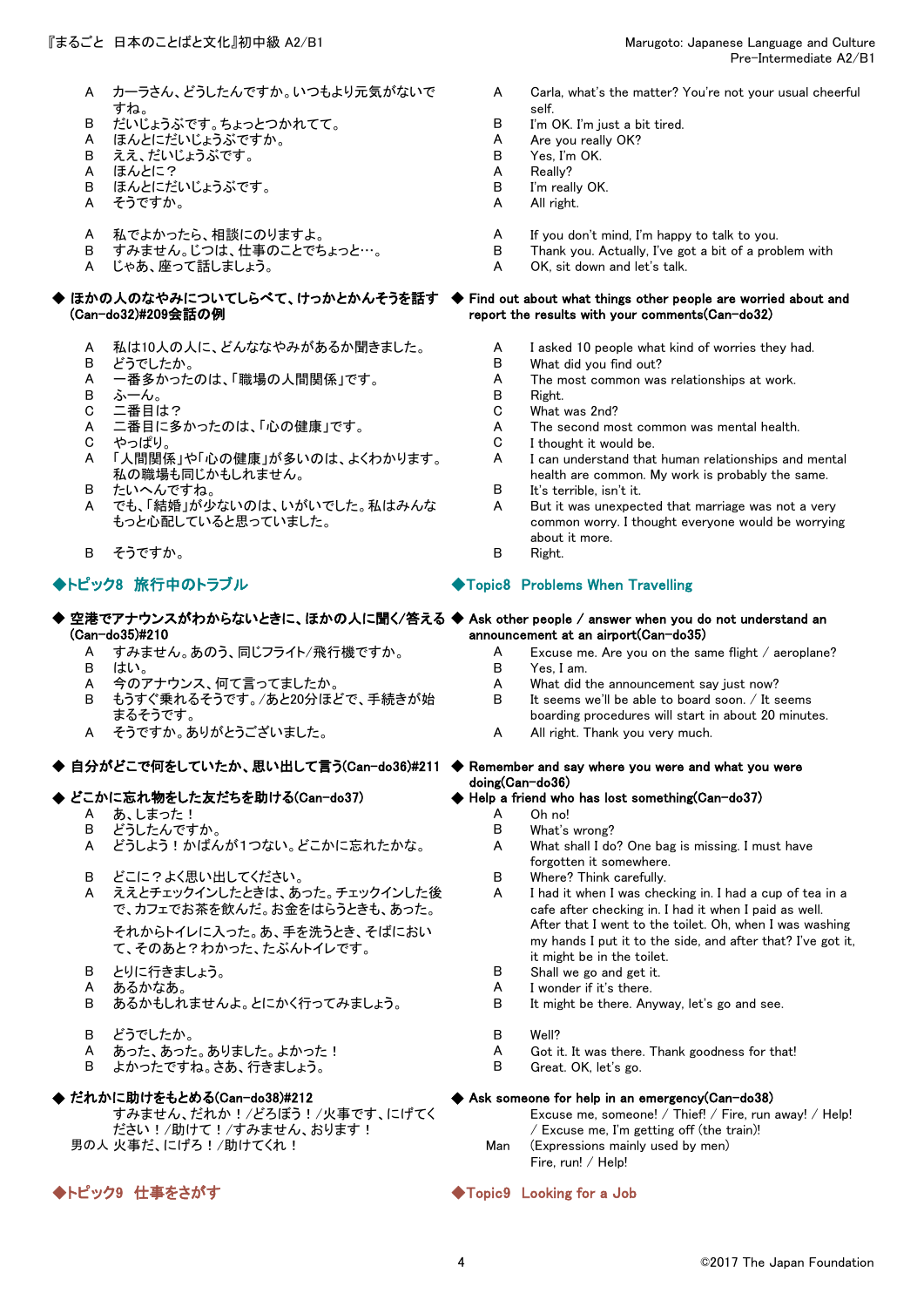| | | | |
|---|---|---|---|
| A | カーラさん、どうしたんですか。いつもより元気がないですね。 | A | Carla, what's the matter? You're not your usual cheerful self. |
| B | だいじょうぶです。ちょっとつかれてて。 | B | I'm OK. I'm just a bit tired. |
| A | ほんとにだいじょうぶですか。 | A | Are you really OK? |
| B | ええ、だいじょうぶです。 | B | Yes, I'm OK. |
| A | ほんとに？ | A | Really? |
| B | ほんとにだいじょうぶです。 | B | I'm really OK. |
| A | そうですか。 | A | All right. |
| | | | |
| A | 私でよかったら、相談にのりますよ。 | A | If you don't mind, I'm happy to talk to you. |
| B | すみません。じつは、仕事のことでちょっと…。 | B | Thank you. Actually, I've got a bit of a problem with |
| A | じゃあ、座って話しましょう。 | A | OK, sit down and let's talk. |

**◆ ほかの人のなやみについてしらべて、けっかとかんそうを話す(Can-do32)#209会話の例**

**◆ Find out about what things other people are worried about and report the results with your comments(Can-do32)**

| | | | |
|---|---|---|---|
| A | 私は10人の人に、どんななやみがあるか聞きました。 | A | I asked 10 people what kind of worries they had. |
| B | どうでしたか。 | B | What did you find out? |
| A | 一番多かったのは、「職場の人間関係」です。 | A | The most common was relationships at work. |
| B | ふーん。 | B | Right. |
| C | 二番目は？ | C | What was 2nd? |
| A | 二番目に多かったのは、「心の健康」です。 | A | The second most common was mental health. |
| C | やっぱり。 | C | I thought it would be. |
| A | 「人間関係」や「心の健康」が多いのは、よくわかります。私の職場も同じかもしれません。 | A | I can understand that human relationships and mental health are common. My work is probably the same. |
| B | たいへんですね。 | B | It's terrible, isn't it. |
| A | でも、「結婚」が少ないのは、いがいでした。私はみんなもっと心配していると思っていました。 | A | But it was unexpected that marriage was not a very common worry. I thought everyone would be worrying about it more. |
| B | そうですか。 | B | Right. |

## ◆トピック8　旅行中のトラブル / ◆Topic8　Problems When Travelling

**◆ 空港でアナウンスがわからないときに、ほかの人に聞く/答える(Can-do35)#210**

**◆ Ask other people / answer when you do not understand an announcement at an airport(Can-do35)**

| | | | |
|---|---|---|---|
| A | すみません。あのう、同じフライト/飛行機ですか。 | A | Excuse me. Are you on the same flight / aeroplane? |
| B | はい。 | B | Yes, I am. |
| A | 今のアナウンス、何て言ってましたか。 | A | What did the announcement say just now? |
| B | もうすぐ乗れるそうです。/あと20分ほどで、手続きが始まるそうです。 | B | It seems we'll be able to board soon. / It seems boarding procedures will start in about 20 minutes. |
| A | そうですか。ありがとうございました。 | A | All right. Thank you very much. |

**◆ 自分がどこで何をしていたか、思い出して言う(Can-do36)#211**

**◆ Remember and say where you were and what you were doing(Can-do36)**

**◆ どこかに忘れ物をした友だちを助ける(Can-do37)**

**◆ Help a friend who has lost something(Can-do37)**

| | | | |
|---|---|---|---|
| A | あ、しまった！ | A | Oh no! |
| B | どうしたんですか。 | B | What's wrong? |
| A | どうしよう！かばんが1つない。どこかに忘れたかな。 | A | What shall I do? One bag is missing. I must have forgotten it somewhere. |
| B | どこに？よく思い出してください。 | B | Where? Think carefully. |
| A | ええとチェックインしたときは、あった。チェックインした後で、カフェでお茶を飲んだ。お金をはらうときも、あった。それからトイレに入った。あ、手を洗うとき、そばにおいて、そのあと？わかった、たぶんトイレです。 | A | I had it when I was checking in. I had a cup of tea in a cafe after checking in. I had it when I paid as well. After that I went to the toilet. Oh, when I was washing my hands I put it to the side, and after that? I've got it, it might be in the toilet. |
| B | とりに行きましょう。 | B | Shall we go and get it. |
| A | あるかなあ。 | A | I wonder if it's there. |
| B | あるかもしれませんよ。とにかく行ってみましょう。 | B | It might be there. Anyway, let's go and see. |
| | | | |
| B | どうでしたか。 | B | Well? |
| A | あった、あった。ありました。よかった！ | A | Got it. It was there. Thank goodness for that! |
| B | よかったですね。さあ、行きましょう。 | B | Great. OK, let's go. |

**◆ だれかに助けをもとめる(Can-do38)#212**

**◆ Ask someone for help in an emergency(Can-do38)**

| | | | |
|---|---|---|---|
| | すみません、だれか！/どろぼう！/火事です、にげてください！/助けて！/すみません、おります！ | | Excuse me, someone! / Thief! / Fire, run away! / Help! / Excuse me, I'm getting off (the train)! |
| 男の人 | 火事だ、にげろ！/助けてくれ！ | Man | (Expressions mainly used by men) Fire, run! / Help! |

## ◆トピック9　仕事をさがす / ◆Topic9　Looking for a Job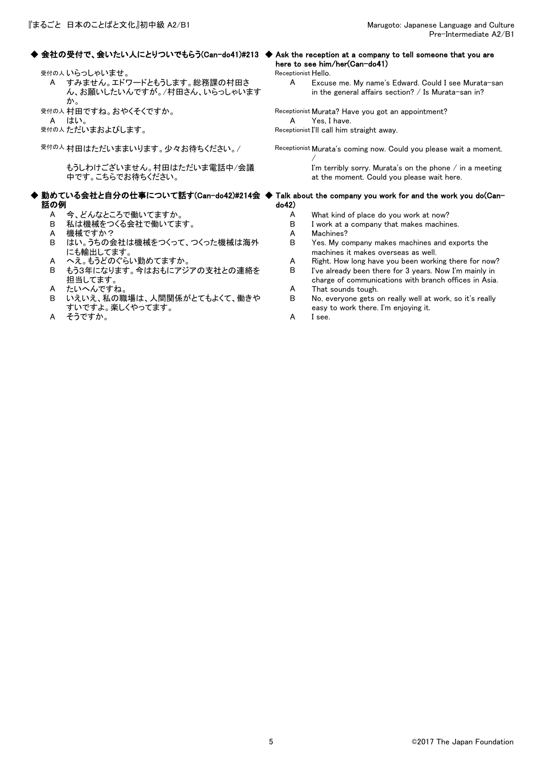◆ 会社の受付で、会いたい人にとりついでもらう(Can-do41)#213

受付の人 いらっしゃいませ。
A すみません。エドワードともうします。総務課の村田さん、お願いしたいんですが。/村田さん、いらっしゃいますか。
受付の人 村田ですね。おやくそくですか。
A はい。
受付の人 ただいまおよびします。

受付の人 村田はただいままいります。少々お待ちください。/

もうしわけございません。村田はただいま電話中/会議中です。こちらでお待ちください。

◆ Ask the reception at a company to tell someone that you are here to see him/her(Can-do41)

Receptionist Hello.
A Excuse me. My name's Edward. Could I see Murata-san in the general affairs section? / Is Murata-san in?
Receptionist Murata? Have you got an appointment?
A Yes, I have.
Receptionist I'll call him straight away.

Receptionist Murata's coming now. Could you please wait a moment. /

I'm terribly sorry. Murata's on the phone / in a meeting at the moment. Could you please wait here.

◆ 勤めている会社と自分の仕事について話す(Can-do42)#214会話の例

A 今、どんなところで働いてますか。
B 私は機械をつくる会社で働いてます。
A 機械ですか？
B はい。うちの会社は機械をつくって、つくった機械は海外にも輸出してます。
A へえ。もうどのぐらい勤めてますか。
B もう3年になります。今はおもにアジアの支社との連絡を担当してます。
A たいへんですね。
B いえいえ、私の職場は、人間関係がとてもよくて、働きやすいですよ。楽しくやってます。
A そうですか。

◆ Talk about the company you work for and the work you do(Can-do42)

A What kind of place do you work at now?
B I work at a company that makes machines.
A Machines?
B Yes. My company makes machines and exports the machines it makes overseas as well.
A Right. How long have you been working there for now?
B I've already been there for 3 years. Now I'm mainly in charge of communications with branch offices in Asia.
A That sounds tough.
B No, everyone gets on really well at work, so it's really easy to work there. I'm enjoying it.
A I see.